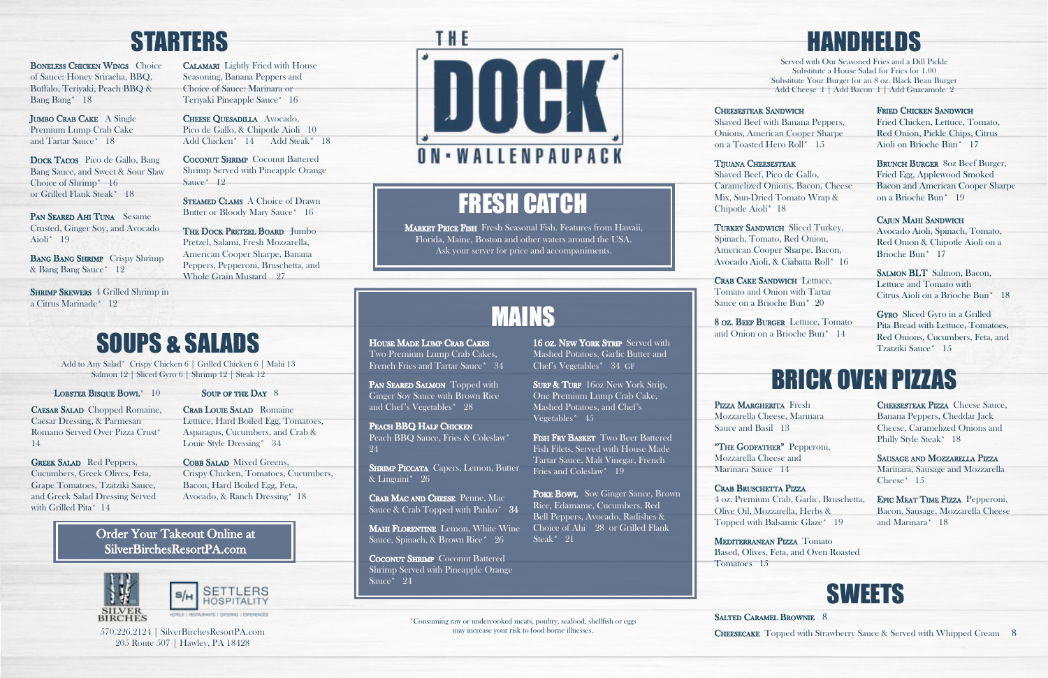# THE DOCK ON • WALLENPAUPACK

## STARTERS

**Boneless Chicken Wings** Choice of Sauce: Honey Sriracha, BBQ, Buffalo, Teriyaki, Peach BBQ & Bang Bang* 18

**Jumbo Crab Cake** A Single Premium Lump Crab Cake and Tartar Sauce* 18

**Dock Tacos** Pico de Gallo, Bang Bang Sauce, and Sweet & Sour Slaw Choice of Shrimp* 16 or Grilled Flank Steak* 18

**Pan Seared Ahi Tuna** Sesame Crusted, Ginger Soy, and Avocado Aioli* 19

**Bang Bang Shrimp** Crispy Shrimp & Bang Bang Sauce* 12

**Shrimp Skewers** 4 Grilled Shrimp in a Citrus Marinade* 12

**Calamari** Lightly Fried with House Seasoning, Banana Peppers and Choice of Sauce: Marinara or Teriyaki Pineapple Sauce* 16

**Cheese Quesadilla** Avocado, Pico de Gallo, & Chipotle Aioli 10
Add Chicken* 14 Add Steak* 18

**Coconut Shrimp** Coconut Battered Shrimp Served with Pineapple Orange Sauce* 12

**Steamed Clams** A Choice of Drawn Butter or Bloody Mary Sauce* 16

**The Dock Pretzel Board** Jumbo Pretzel, Salami, Fresh Mozzarella, American Cooper Sharpe, Banana Peppers, Pepperoni, Bruschetta, and Whole Grain Mustard 27

## SOUPS & SALADS

Add to Any Salad* Crispy Chicken 6 | Grilled Chicken 6 | Mahi 13
Salmon 12 | Sliced Gyro 6 | Shrimp 12 | Steak 12

**Lobster Bisque Bowl*** 10

**Soup of the Day** 8

**Caesar Salad** Chopped Romaine, Caesar Dressing, & Parmesan Romano Served Over Pizza Crust* 14

**Greek Salad** Red Peppers, Cucumbers, Greek Olives, Feta, Grape Tomatoes, Tzatziki Sauce, and Greek Salad Dressing Served with Grilled Pita* 14

**Crab Louie Salad** Romaine Lettuce, Hard Boiled Egg, Tomatoes, Asparagus, Cucumbers, and Crab & Louie Style Dressing* 34

**Cobb Salad** Mixed Greens, Crispy Chicken, Tomatoes, Cucumbers, Bacon, Hard Boiled Egg, Feta, Avocado, & Ranch Dressing* 18

**Order Your Takeout Online at SilverBirchesResortPA.com**

SILVER BIRCHES | SETTLERS HOSPITALITY
HOTELS | RESTAURANTS | CATERING | EXPERIENCES

570.226.2124 | SilverBirchesResortPA.com
205 Route 507 | Hawley, PA 18428

## FRESH CATCH

**Market Price Fish** Fresh Seasonal Fish. Features from Hawaii, Florida, Maine, Boston and other waters around the USA. Ask your server for price and accompaniments.

## MAINS

**House Made Lump Crab Cakes** Two Premium Lump Crab Cakes, French Fries and Tartar Sauce* 34

**Pan Seared Salmon** Topped with Ginger Soy Sauce with Brown Rice and Chef's Vegetables* 28

**Peach BBQ Half Chicken** Peach BBQ Sauce, Fries & Coleslaw* 24

**Shrimp Piccata** Capers, Lemon, Butter & Linguini* 26

**Crab Mac and Cheese** Penne, Mac Sauce & Crab Topped with Panko* 34

**Mahi Florentine** Lemon, White Wine Sauce, Spinach, & Brown Rice* 26

**Coconut Shrimp** Coconut Battered Shrimp Served with Pineapple Orange Sauce* 24

**16 oz. New York Strip** Served with Mashed Potatoes, Garlic Butter and Chef's Vegetables* 34 GF

**Surf & Turf** 16oz New York Strip, One Premium Lump Crab Cake, Mashed Potatoes, and Chef's Vegetables* 45

**Fish Fry Basket** Two Beer Battered Fish Filets, Served with House Made Tartar Sauce, Malt Vinegar, French Fries and Coleslaw* 19

**Poke Bowl** Soy Ginger Sauce, Brown Rice, Edamame, Cucumbers, Red Bell Peppers, Avocado, Radishes & Choice of Ahi 28 or Grilled Flank Steak* 21

*Consuming raw or undercooked meats, poultry, seafood, shellfish or eggs may increase your risk to food borne illnesses.

## HANDHELDS

Served with Our Seasoned Fries and a Dill Pickle
Substitute a House Salad for Fries for 1.00
Substitute Your Burger for an 8 oz. Black Bean Burger
Add Cheese 1 | Add Bacon 1 | Add Guacamole 2

**Cheesesteak Sandwich** Shaved Beef with Banana Peppers, Onions, American Cooper Sharpe on a Toasted Hero Roll* 15

**Tijuana Cheesesteak** Shaved Beef, Pico de Gallo, Caramelized Onions, Bacon, Cheese Mix, Sun-Dried Tomato Wrap & Chipotle Aioli* 18

**Turkey Sandwich** Sliced Turkey, Spinach, Tomato, Red Onion, American Cooper Sharpe, Bacon, Avocado Aioli, & Ciabatta Roll* 16

**Crab Cake Sandwich** Lettuce, Tomato and Onion with Tartar Sauce on a Brioche Bun* 20

**8 oz. Beef Burger** Lettuce, Tomato and Onion on a Brioche Bun* 14

**Fried Chicken Sandwich** Fried Chicken, Lettuce, Tomato, Red Onion, Pickle Chips, Citrus Aioli on Brioche Bun* 17

**Brunch Burger** 8oz Beef Burger, Fried Egg, Applewood Smoked Bacon and American Cooper Sharpe on a Brioche Bun* 19

**Cajun Mahi Sandwich** Avocado Aioli, Spinach, Tomato, Red Onion & Chipotle Aioli on a Brioche Bun* 17

**Salmon BLT** Salmon, Bacon, Lettuce and Tomato with Citrus Aioli on a Brioche Bun* 18

**Gyro** Sliced Gyro in a Grilled Pita Bread with Lettuce, Tomatoes, Red Onions, Cucumbers, Feta, and Tzatziki Sauce* 15

## BRICK OVEN PIZZAS

**Pizza Margherita** Fresh Mozzarella Cheese, Marinara Sauce and Basil 13

**"The Godfather"** Pepperoni, Mozzarella Cheese and Marinara Sauce 14

**Crab Bruschetta Pizza** 4 oz. Premium Crab, Garlic, Bruschetta, Olive Oil, Mozzarella, Herbs & Topped with Balsamic Glaze* 19

**Mediterranean Pizza** Tomato Based, Olives, Feta, and Oven Roasted Tomatoes 15

**Cheesesteak Pizza** Cheese Sauce, Banana Peppers, Cheddar Jack Cheese, Caramelized Onions and Philly Style Steak* 18

**Sausage and Mozzarella Pizza** Marinara, Sausage and Mozzarella Cheese* 15

**Epic Meat Time Pizza** Pepperoni, Bacon, Sausage, Mozzarella Cheese and Marinara* 18

## SWEETS

**Salted Caramel Brownie** 8

**Cheesecake** Topped with Strawberry Sauce & Served with Whipped Cream 8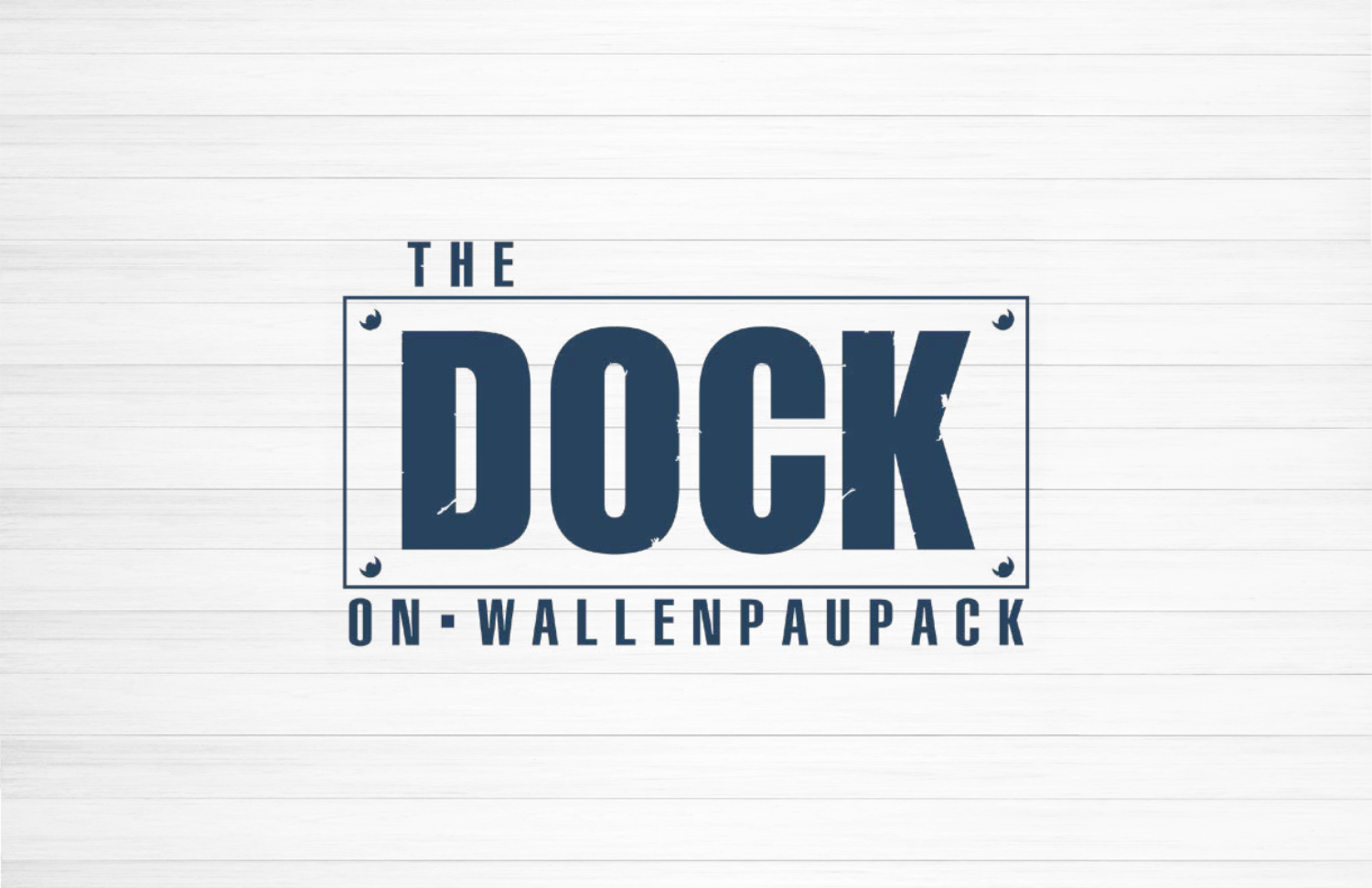THE

# DOCK

ON-WALLENPAUPACK